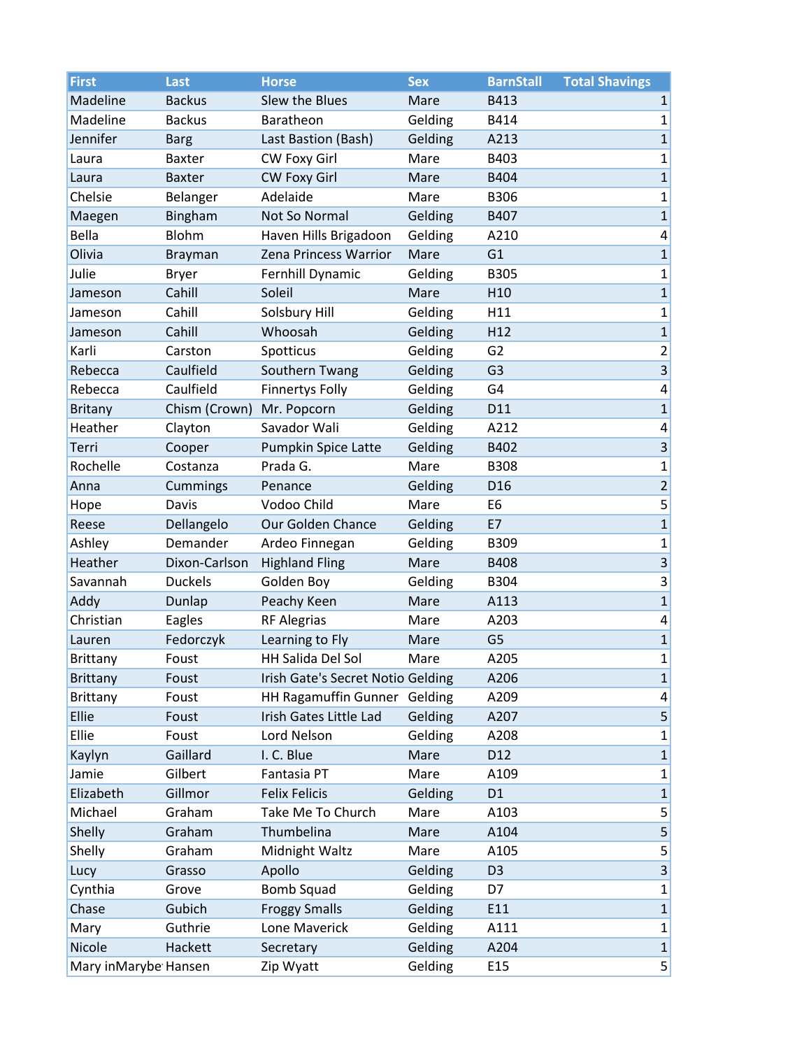| First | Last | Horse | Sex | BarnStall | Total Shavings |
|---|---|---|---|---|---|
| Madeline | Backus | Slew the Blues | Mare | B413 | 1 |
| Madeline | Backus | Baratheon | Gelding | B414 | 1 |
| Jennifer | Barg | Last Bastion (Bash) | Gelding | A213 | 1 |
| Laura | Baxter | CW Foxy Girl | Mare | B403 | 1 |
| Laura | Baxter | CW Foxy Girl | Mare | B404 | 1 |
| Chelsie | Belanger | Adelaide | Mare | B306 | 1 |
| Maegen | Bingham | Not So Normal | Gelding | B407 | 1 |
| Bella | Blohm | Haven Hills Brigadoon | Gelding | A210 | 4 |
| Olivia | Brayman | Zena Princess Warrior | Mare | G1 | 1 |
| Julie | Bryer | Fernhill Dynamic | Gelding | B305 | 1 |
| Jameson | Cahill | Soleil | Mare | H10 | 1 |
| Jameson | Cahill | Solsbury Hill | Gelding | H11 | 1 |
| Jameson | Cahill | Whoosah | Gelding | H12 | 1 |
| Karli | Carston | Spotticus | Gelding | G2 | 2 |
| Rebecca | Caulfield | Southern Twang | Gelding | G3 | 3 |
| Rebecca | Caulfield | Finnertys Folly | Gelding | G4 | 4 |
| Britany | Chism (Crown) | Mr. Popcorn | Gelding | D11 | 1 |
| Heather | Clayton | Savador Wali | Gelding | A212 | 4 |
| Terri | Cooper | Pumpkin Spice Latte | Gelding | B402 | 3 |
| Rochelle | Costanza | Prada G. | Mare | B308 | 1 |
| Anna | Cummings | Penance | Gelding | D16 | 2 |
| Hope | Davis | Vodoo Child | Mare | E6 | 5 |
| Reese | Dellangelo | Our Golden Chance | Gelding | E7 | 1 |
| Ashley | Demander | Ardeo Finnegan | Gelding | B309 | 1 |
| Heather | Dixon-Carlson | Highland Fling | Mare | B408 | 3 |
| Savannah | Duckels | Golden Boy | Gelding | B304 | 3 |
| Addy | Dunlap | Peachy Keen | Mare | A113 | 1 |
| Christian | Eagles | RF Alegrias | Mare | A203 | 4 |
| Lauren | Fedorczyk | Learning to Fly | Mare | G5 | 1 |
| Brittany | Foust | HH Salida Del Sol | Mare | A205 | 1 |
| Brittany | Foust | Irish Gate's Secret Notio | Gelding | A206 | 1 |
| Brittany | Foust | HH Ragamuffin Gunner | Gelding | A209 | 4 |
| Ellie | Foust | Irish Gates Little Lad | Gelding | A207 | 5 |
| Ellie | Foust | Lord Nelson | Gelding | A208 | 1 |
| Kaylyn | Gaillard | I. C. Blue | Mare | D12 | 1 |
| Jamie | Gilbert | Fantasia PT | Mare | A109 | 1 |
| Elizabeth | Gillmor | Felix Felicis | Gelding | D1 | 1 |
| Michael | Graham | Take Me To Church | Mare | A103 | 5 |
| Shelly | Graham | Thumbelina | Mare | A104 | 5 |
| Shelly | Graham | Midnight Waltz | Mare | A105 | 5 |
| Lucy | Grasso | Apollo | Gelding | D3 | 3 |
| Cynthia | Grove | Bomb Squad | Gelding | D7 | 1 |
| Chase | Gubich | Froggy Smalls | Gelding | E11 | 1 |
| Mary | Guthrie | Lone Maverick | Gelding | A111 | 1 |
| Nicole | Hackett | Secretary | Gelding | A204 | 1 |
| Mary inMarybe | Hansen | Zip Wyatt | Gelding | E15 | 5 |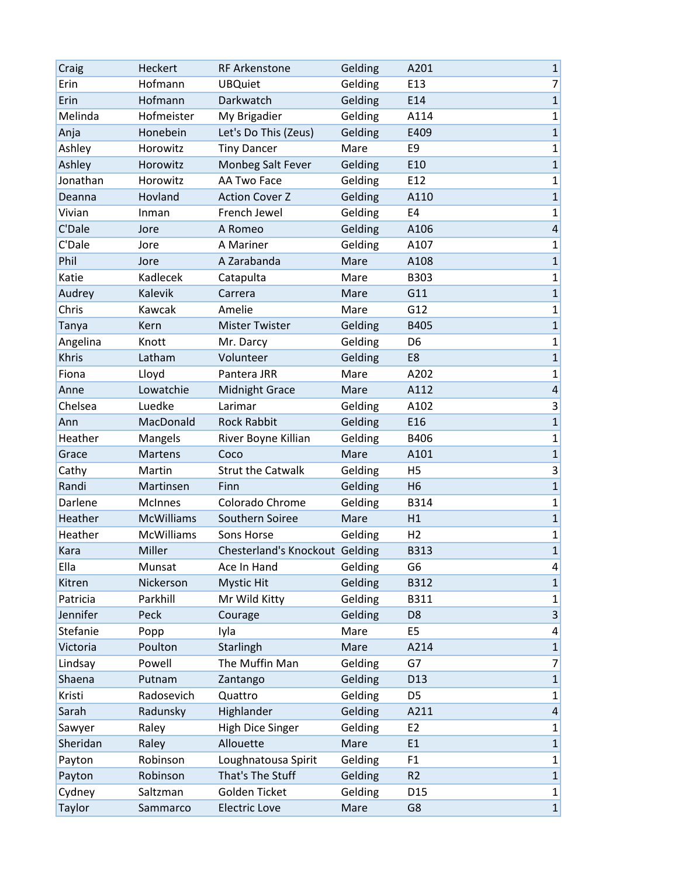| | | | | | |
|---|---|---|---|---|---|
| Craig | Heckert | RF Arkenstone | Gelding | A201 | 1 |
| Erin | Hofmann | UBQuiet | Gelding | E13 | 7 |
| Erin | Hofmann | Darkwatch | Gelding | E14 | 1 |
| Melinda | Hofmeister | My Brigadier | Gelding | A114 | 1 |
| Anja | Honebein | Let's Do This (Zeus) | Gelding | E409 | 1 |
| Ashley | Horowitz | Tiny Dancer | Mare | E9 | 1 |
| Ashley | Horowitz | Monbeg Salt Fever | Gelding | E10 | 1 |
| Jonathan | Horowitz | AA Two Face | Gelding | E12 | 1 |
| Deanna | Hovland | Action Cover Z | Gelding | A110 | 1 |
| Vivian | Inman | French Jewel | Gelding | E4 | 1 |
| C'Dale | Jore | A Romeo | Gelding | A106 | 4 |
| C'Dale | Jore | A Mariner | Gelding | A107 | 1 |
| Phil | Jore | A Zarabanda | Mare | A108 | 1 |
| Katie | Kadlecek | Catapulta | Mare | B303 | 1 |
| Audrey | Kalevik | Carrera | Mare | G11 | 1 |
| Chris | Kawcak | Amelie | Mare | G12 | 1 |
| Tanya | Kern | Mister Twister | Gelding | B405 | 1 |
| Angelina | Knott | Mr. Darcy | Gelding | D6 | 1 |
| Khris | Latham | Volunteer | Gelding | E8 | 1 |
| Fiona | Lloyd | Pantera JRR | Mare | A202 | 1 |
| Anne | Lowatchie | Midnight Grace | Mare | A112 | 4 |
| Chelsea | Luedke | Larimar | Gelding | A102 | 3 |
| Ann | MacDonald | Rock Rabbit | Gelding | E16 | 1 |
| Heather | Mangels | River Boyne Killian | Gelding | B406 | 1 |
| Grace | Martens | Coco | Mare | A101 | 1 |
| Cathy | Martin | Strut the Catwalk | Gelding | H5 | 3 |
| Randi | Martinsen | Finn | Gelding | H6 | 1 |
| Darlene | McInnes | Colorado Chrome | Gelding | B314 | 1 |
| Heather | McWilliams | Southern Soiree | Mare | H1 | 1 |
| Heather | McWilliams | Sons Horse | Gelding | H2 | 1 |
| Kara | Miller | Chesterland's Knockout | Gelding | B313 | 1 |
| Ella | Munsat | Ace In Hand | Gelding | G6 | 4 |
| Kitren | Nickerson | Mystic Hit | Gelding | B312 | 1 |
| Patricia | Parkhill | Mr Wild Kitty | Gelding | B311 | 1 |
| Jennifer | Peck | Courage | Gelding | D8 | 3 |
| Stefanie | Popp | Iyla | Mare | E5 | 4 |
| Victoria | Poulton | Starlingh | Mare | A214 | 1 |
| Lindsay | Powell | The Muffin Man | Gelding | G7 | 7 |
| Shaena | Putnam | Zantango | Gelding | D13 | 1 |
| Kristi | Radosevich | Quattro | Gelding | D5 | 1 |
| Sarah | Radunsky | Highlander | Gelding | A211 | 4 |
| Sawyer | Raley | High Dice Singer | Gelding | E2 | 1 |
| Sheridan | Raley | Allouette | Mare | E1 | 1 |
| Payton | Robinson | Loughnatousa Spirit | Gelding | F1 | 1 |
| Payton | Robinson | That's The Stuff | Gelding | R2 | 1 |
| Cydney | Saltzman | Golden Ticket | Gelding | D15 | 1 |
| Taylor | Sammarco | Electric Love | Mare | G8 | 1 |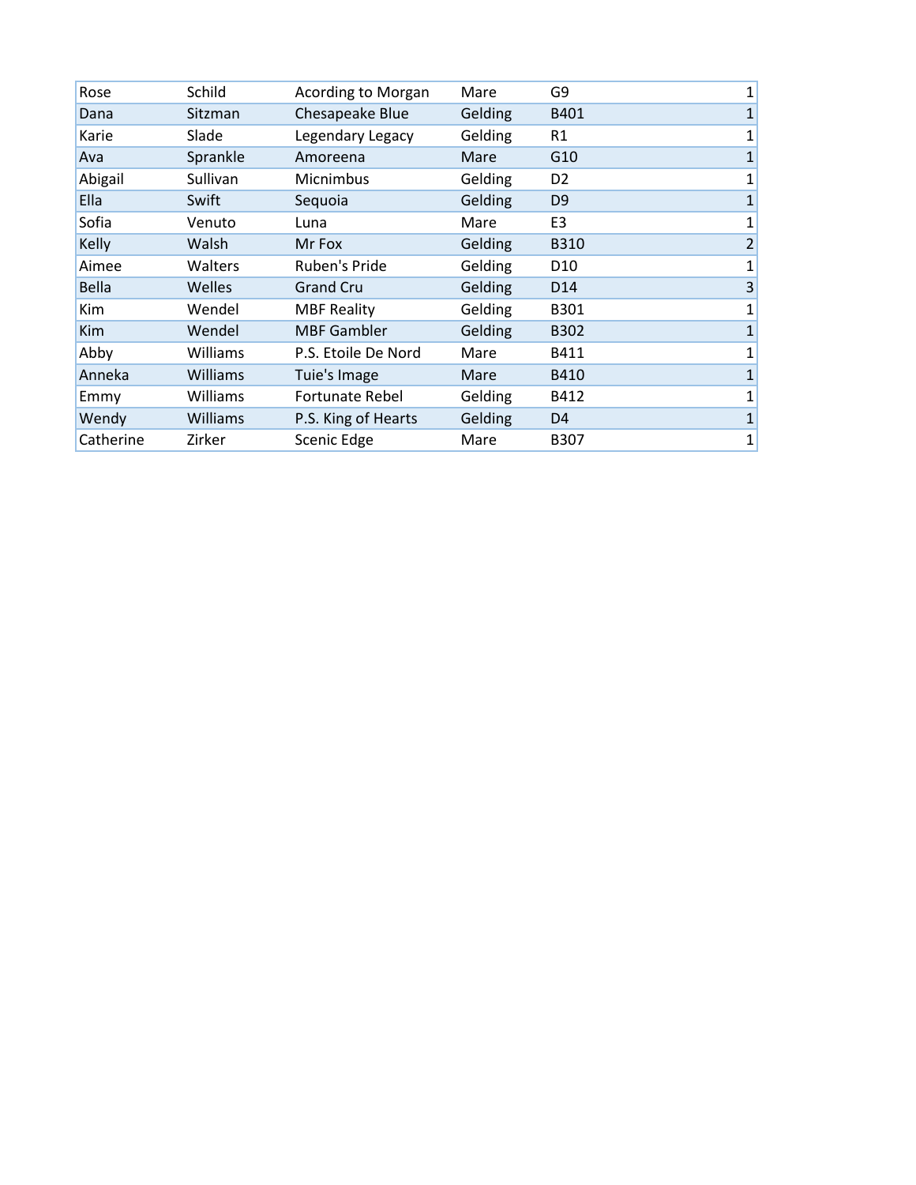| | | | | | |
|---|---|---|---|---|---|
| Rose | Schild | Acording to Morgan | Mare | G9 | 1 |
| Dana | Sitzman | Chesapeake Blue | Gelding | B401 | 1 |
| Karie | Slade | Legendary Legacy | Gelding | R1 | 1 |
| Ava | Sprankle | Amoreena | Mare | G10 | 1 |
| Abigail | Sullivan | Micnimbus | Gelding | D2 | 1 |
| Ella | Swift | Sequoia | Gelding | D9 | 1 |
| Sofia | Venuto | Luna | Mare | E3 | 1 |
| Kelly | Walsh | Mr Fox | Gelding | B310 | 2 |
| Aimee | Walters | Ruben's Pride | Gelding | D10 | 1 |
| Bella | Welles | Grand Cru | Gelding | D14 | 3 |
| Kim | Wendel | MBF Reality | Gelding | B301 | 1 |
| Kim | Wendel | MBF Gambler | Gelding | B302 | 1 |
| Abby | Williams | P.S. Etoile De Nord | Mare | B411 | 1 |
| Anneka | Williams | Tuie's Image | Mare | B410 | 1 |
| Emmy | Williams | Fortunate Rebel | Gelding | B412 | 1 |
| Wendy | Williams | P.S. King of Hearts | Gelding | D4 | 1 |
| Catherine | Zirker | Scenic Edge | Mare | B307 | 1 |